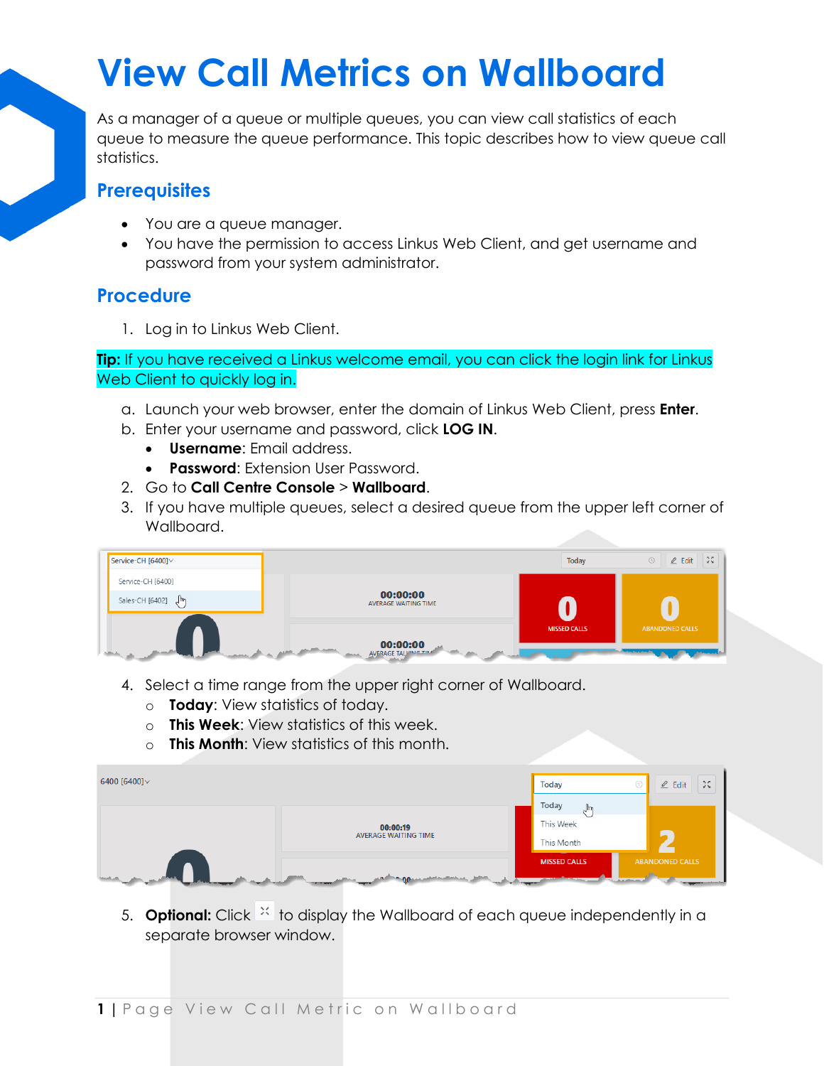# View Call Metrics on Wallboard

As a manager of a queue or multiple queues, you can view call statistics of each queue to measure the queue performance. This topic describes how to view queue call statistics.

## Prerequisites

- You are a queue manager.
- You have the permission to access Linkus Web Client, and get username and password from your system administrator.

## Procedure

1. Log in to Linkus Web Client.

**Tip:** If you have received a Linkus welcome email, you can click the login link for Linkus Web Client to quickly log in.

   a. Launch your web browser, enter the domain of Linkus Web Client, press **Enter**.
   b. Enter your username and password, click **LOG IN**.
      - **Username**: Email address.
      - **Password**: Extension User Password.
2. Go to **Call Centre Console** > **Wallboard**.
3. If you have multiple queues, select a desired queue from the upper left corner of Wallboard.
4. Select a time range from the upper right corner of Wallboard.
   - **Today**: View statistics of today.
   - **This Week**: View statistics of this week.
   - **This Month**: View statistics of this month.
5. **Optional:** Click to display the Wallboard of each queue independently in a separate browser window.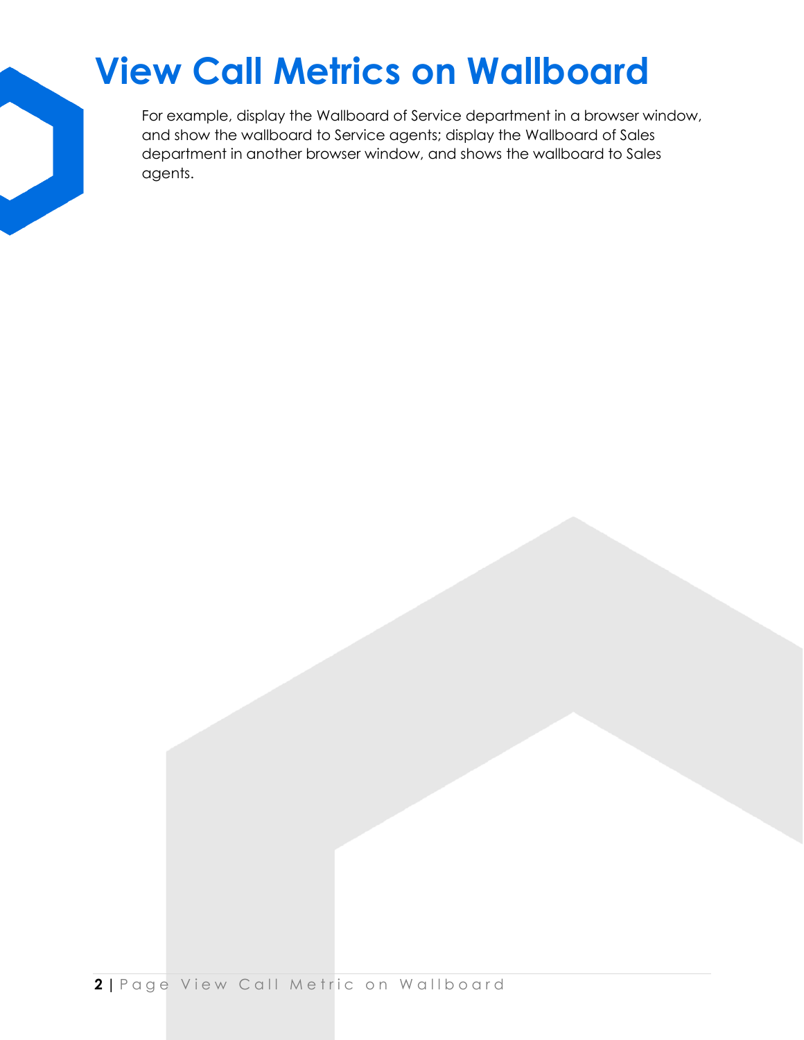# View Call Metrics on Wallboard

For example, display the Wallboard of Service department in a browser window, and show the wallboard to Service agents; display the Wallboard of Sales department in another browser window, and shows the wallboard to Sales agents.